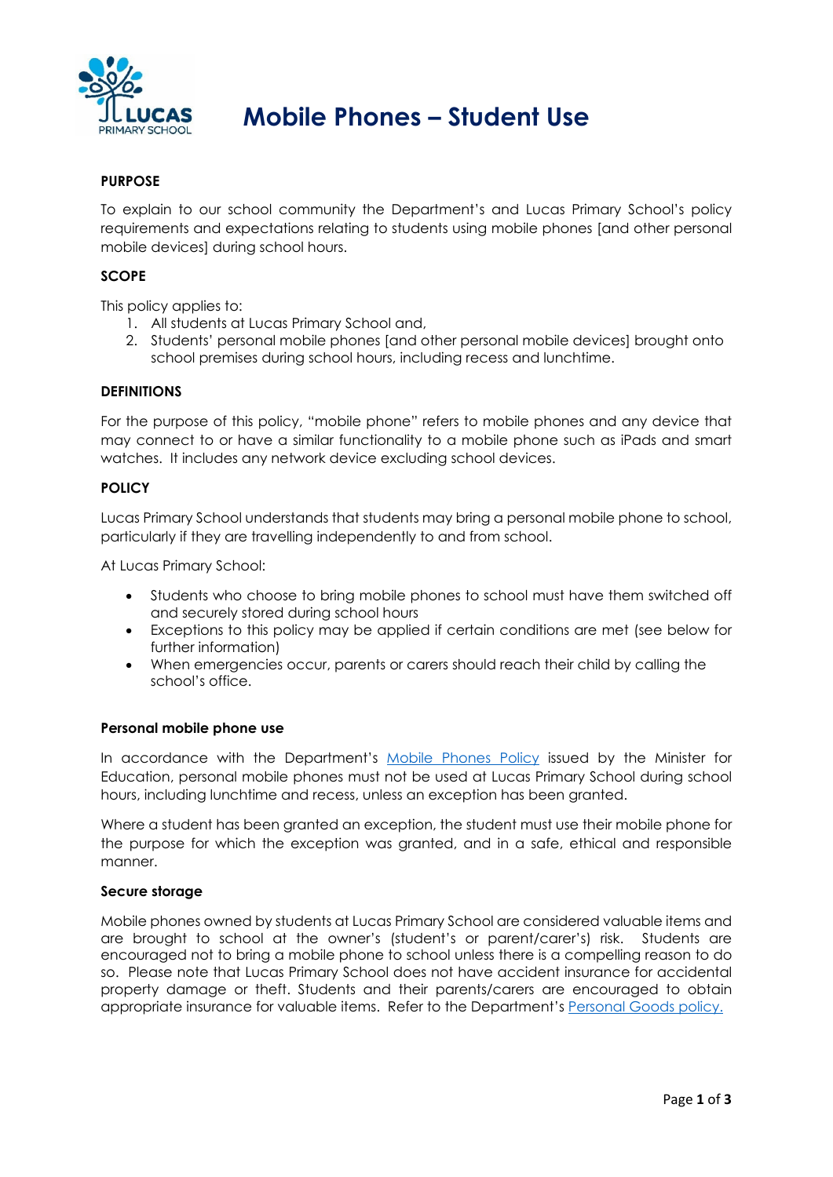# Mobile Phones – Student Use

## PURPOSE

To explain to our school community the Department's and Lucas Primary School's policy requirements and expectations relating to students using mobile phones [and other personal mobile devices] during school hours.

## SCOPE

This policy applies to:

1. All students at Lucas Primary School and,
2. Students' personal mobile phones [and other personal mobile devices] brought onto school premises during school hours, including recess and lunchtime.

## DEFINITIONS

For the purpose of this policy, "mobile phone" refers to mobile phones and any device that may connect to or have a similar functionality to a mobile phone such as iPads and smart watches. It includes any network device excluding school devices.

## POLICY

Lucas Primary School understands that students may bring a personal mobile phone to school, particularly if they are travelling independently to and from school.

At Lucas Primary School:

- Students who choose to bring mobile phones to school must have them switched off and securely stored during school hours
- Exceptions to this policy may be applied if certain conditions are met (see below for further information)
- When emergencies occur, parents or carers should reach their child by calling the school's office.

### Personal mobile phone use

In accordance with the Department's [Mobile Phones Policy] issued by the Minister for Education, personal mobile phones must not be used at Lucas Primary School during school hours, including lunchtime and recess, unless an exception has been granted.

Where a student has been granted an exception, the student must use their mobile phone for the purpose for which the exception was granted, and in a safe, ethical and responsible manner.

### Secure storage

Mobile phones owned by students at Lucas Primary School are considered valuable items and are brought to school at the owner's (student's or parent/carer's) risk. Students are encouraged not to bring a mobile phone to school unless there is a compelling reason to do so. Please note that Lucas Primary School does not have accident insurance for accidental property damage or theft. Students and their parents/carers are encouraged to obtain appropriate insurance for valuable items. Refer to the Department's [Personal Goods policy.]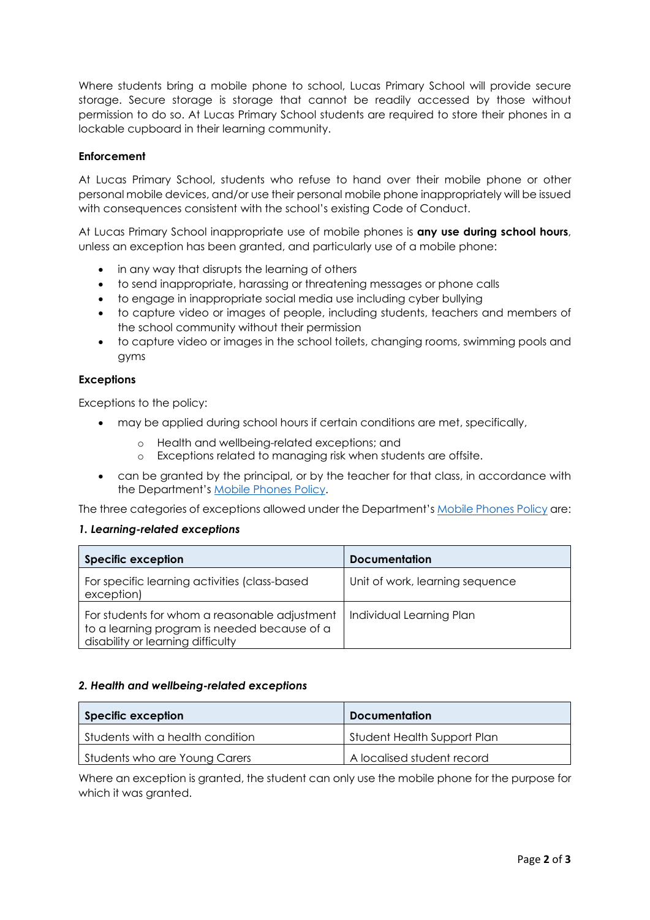Where students bring a mobile phone to school, Lucas Primary School will provide secure storage. Secure storage is storage that cannot be readily accessed by those without permission to do so. At Lucas Primary School students are required to store their phones in a lockable cupboard in their learning community.

### Enforcement

At Lucas Primary School, students who refuse to hand over their mobile phone or other personal mobile devices, and/or use their personal mobile phone inappropriately will be issued with consequences consistent with the school's existing Code of Conduct.

At Lucas Primary School inappropriate use of mobile phones is **any use during school hours**, unless an exception has been granted, and particularly use of a mobile phone:

- in any way that disrupts the learning of others
- to send inappropriate, harassing or threatening messages or phone calls
- to engage in inappropriate social media use including cyber bullying
- to capture video or images of people, including students, teachers and members of the school community without their permission
- to capture video or images in the school toilets, changing rooms, swimming pools and gyms

### Exceptions

Exceptions to the policy:

- may be applied during school hours if certain conditions are met, specifically,
  - Health and wellbeing-related exceptions; and
  - Exceptions related to managing risk when students are offsite.
- can be granted by the principal, or by the teacher for that class, in accordance with the Department's Mobile Phones Policy.

The three categories of exceptions allowed under the Department's Mobile Phones Policy are:

#### *1. Learning-related exceptions*

| Specific exception | Documentation |
| --- | --- |
| For specific learning activities (class-based exception) | Unit of work, learning sequence |
| For students for whom a reasonable adjustment to a learning program is needed because of a disability or learning difficulty | Individual Learning Plan |

#### *2. Health and wellbeing-related exceptions*

| Specific exception | Documentation |
| --- | --- |
| Students with a health condition | Student Health Support Plan |
| Students who are Young Carers | A localised student record |

Where an exception is granted, the student can only use the mobile phone for the purpose for which it was granted.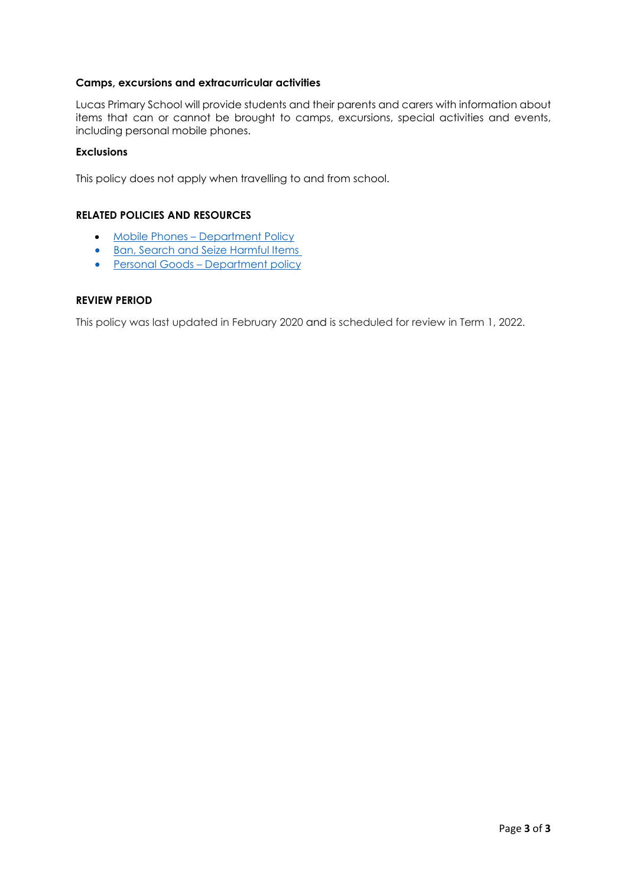**Camps, excursions and extracurricular activities**

Lucas Primary School will provide students and their parents and carers with information about items that can or cannot be brought to camps, excursions, special activities and events, including personal mobile phones.

**Exclusions**

This policy does not apply when travelling to and from school.

## RELATED POLICIES AND RESOURCES

- Mobile Phones – Department Policy
- Ban, Search and Seize Harmful Items
- Personal Goods – Department policy

## REVIEW PERIOD

This policy was last updated in February 2020 and is scheduled for review in Term 1, 2022.